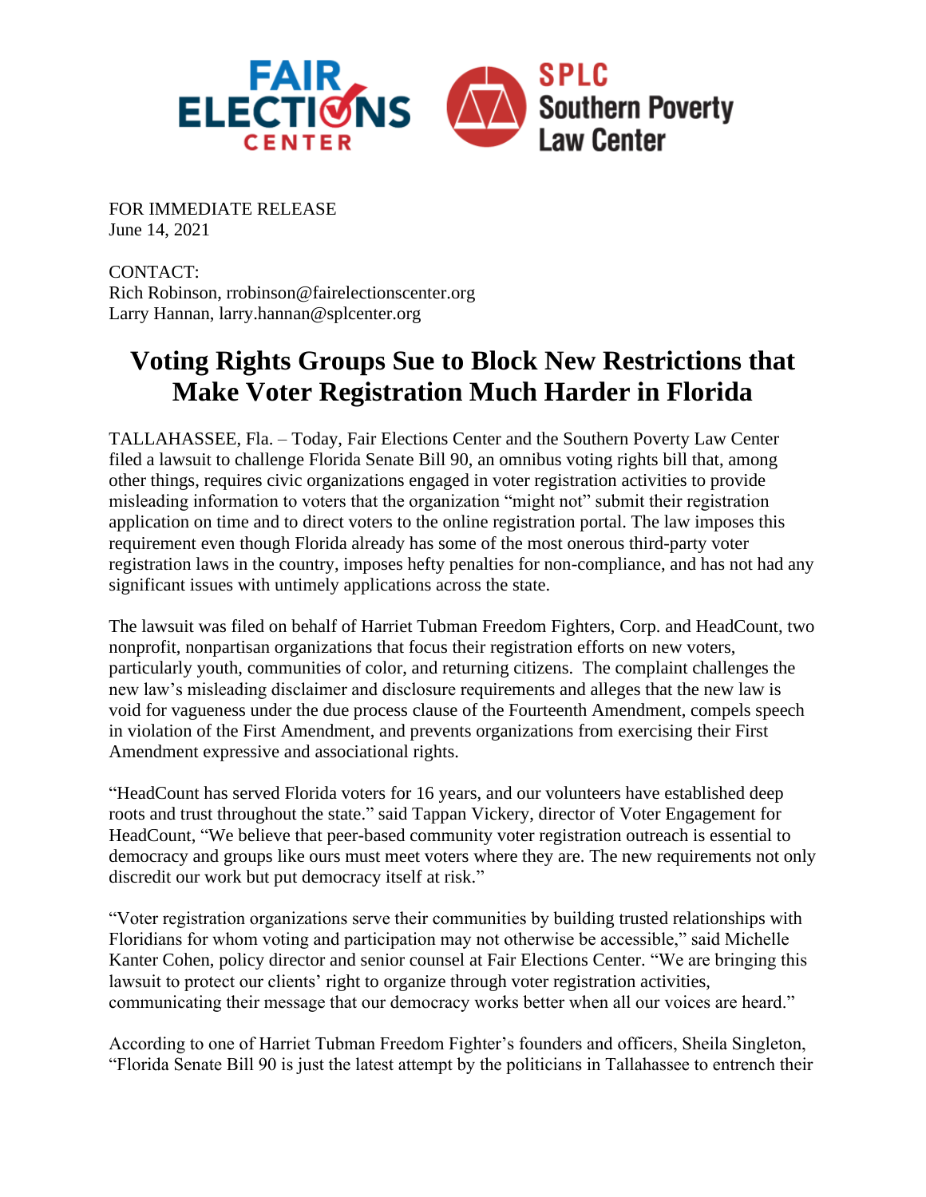FOR IMMEDIATE RELEASE
June 14, 2021

CONTACT:
Rich Robinson, rrobinson@fairelectionscenter.org
Larry Hannan, larry.hannan@splcenter.org

# Voting Rights Groups Sue to Block New Restrictions that Make Voter Registration Much Harder in Florida

TALLAHASSEE, Fla. – Today, Fair Elections Center and the Southern Poverty Law Center filed a lawsuit to challenge Florida Senate Bill 90, an omnibus voting rights bill that, among other things, requires civic organizations engaged in voter registration activities to provide misleading information to voters that the organization "might not" submit their registration application on time and to direct voters to the online registration portal. The law imposes this requirement even though Florida already has some of the most onerous third-party voter registration laws in the country, imposes hefty penalties for non-compliance, and has not had any significant issues with untimely applications across the state.

The lawsuit was filed on behalf of Harriet Tubman Freedom Fighters, Corp. and HeadCount, two nonprofit, nonpartisan organizations that focus their registration efforts on new voters, particularly youth, communities of color, and returning citizens. The complaint challenges the new law's misleading disclaimer and disclosure requirements and alleges that the new law is void for vagueness under the due process clause of the Fourteenth Amendment, compels speech in violation of the First Amendment, and prevents organizations from exercising their First Amendment expressive and associational rights.

"HeadCount has served Florida voters for 16 years, and our volunteers have established deep roots and trust throughout the state." said Tappan Vickery, director of Voter Engagement for HeadCount, "We believe that peer-based community voter registration outreach is essential to democracy and groups like ours must meet voters where they are. The new requirements not only discredit our work but put democracy itself at risk."

"Voter registration organizations serve their communities by building trusted relationships with Floridians for whom voting and participation may not otherwise be accessible," said Michelle Kanter Cohen, policy director and senior counsel at Fair Elections Center. "We are bringing this lawsuit to protect our clients' right to organize through voter registration activities, communicating their message that our democracy works better when all our voices are heard."

According to one of Harriet Tubman Freedom Fighter's founders and officers, Sheila Singleton, "Florida Senate Bill 90 is just the latest attempt by the politicians in Tallahassee to entrench their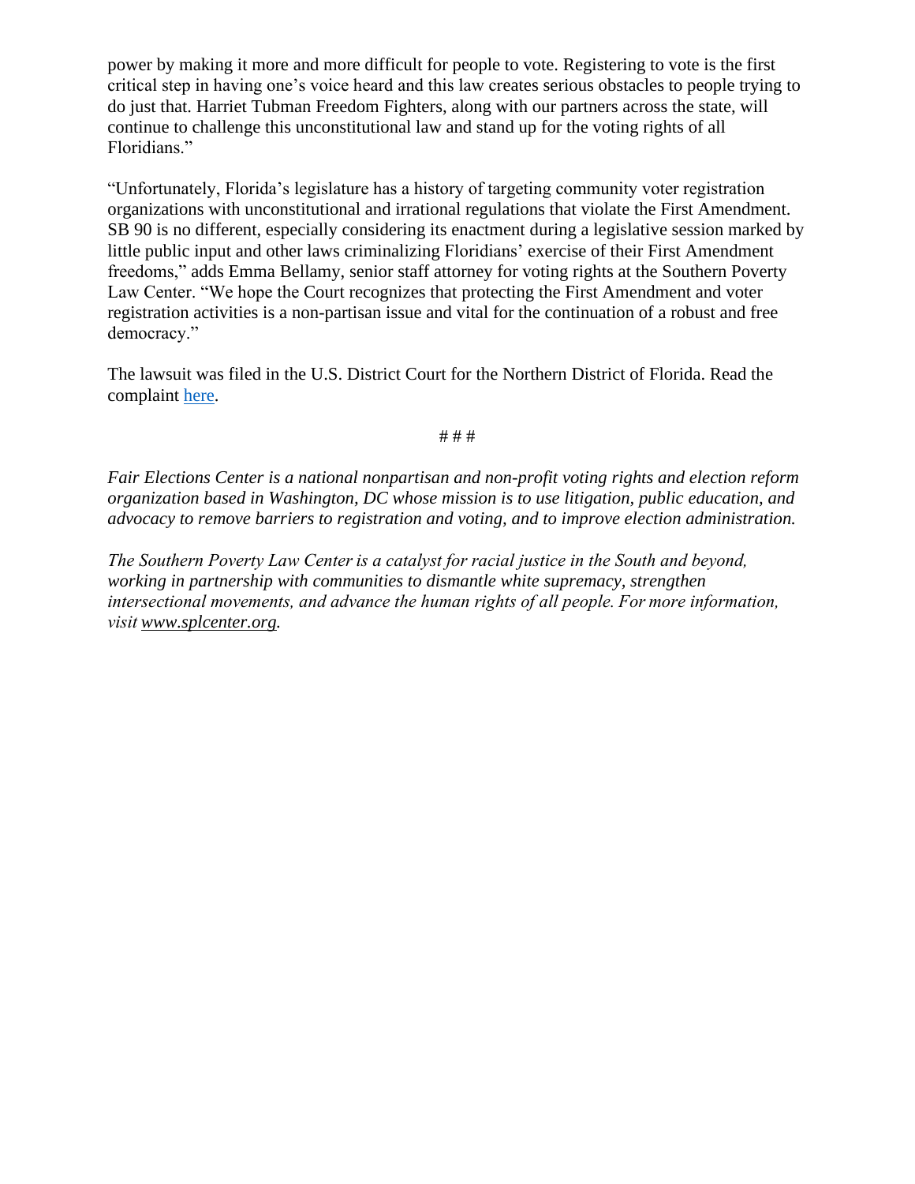power by making it more and more difficult for people to vote. Registering to vote is the first critical step in having one's voice heard and this law creates serious obstacles to people trying to do just that. Harriet Tubman Freedom Fighters, along with our partners across the state, will continue to challenge this unconstitutional law and stand up for the voting rights of all Floridians."

"Unfortunately, Florida's legislature has a history of targeting community voter registration organizations with unconstitutional and irrational regulations that violate the First Amendment. SB 90 is no different, especially considering its enactment during a legislative session marked by little public input and other laws criminalizing Floridians' exercise of their First Amendment freedoms," adds Emma Bellamy, senior staff attorney for voting rights at the Southern Poverty Law Center. "We hope the Court recognizes that protecting the First Amendment and voter registration activities is a non-partisan issue and vital for the continuation of a robust and free democracy."

The lawsuit was filed in the U.S. District Court for the Northern District of Florida. Read the complaint here.

# # #

*Fair Elections Center is a national nonpartisan and non-profit voting rights and election reform organization based in Washington, DC whose mission is to use litigation, public education, and advocacy to remove barriers to registration and voting, and to improve election administration.*

*The Southern Poverty Law Center is a catalyst for racial justice in the South and beyond, working in partnership with communities to dismantle white supremacy, strengthen intersectional movements, and advance the human rights of all people. For more information, visit www.splcenter.org.*